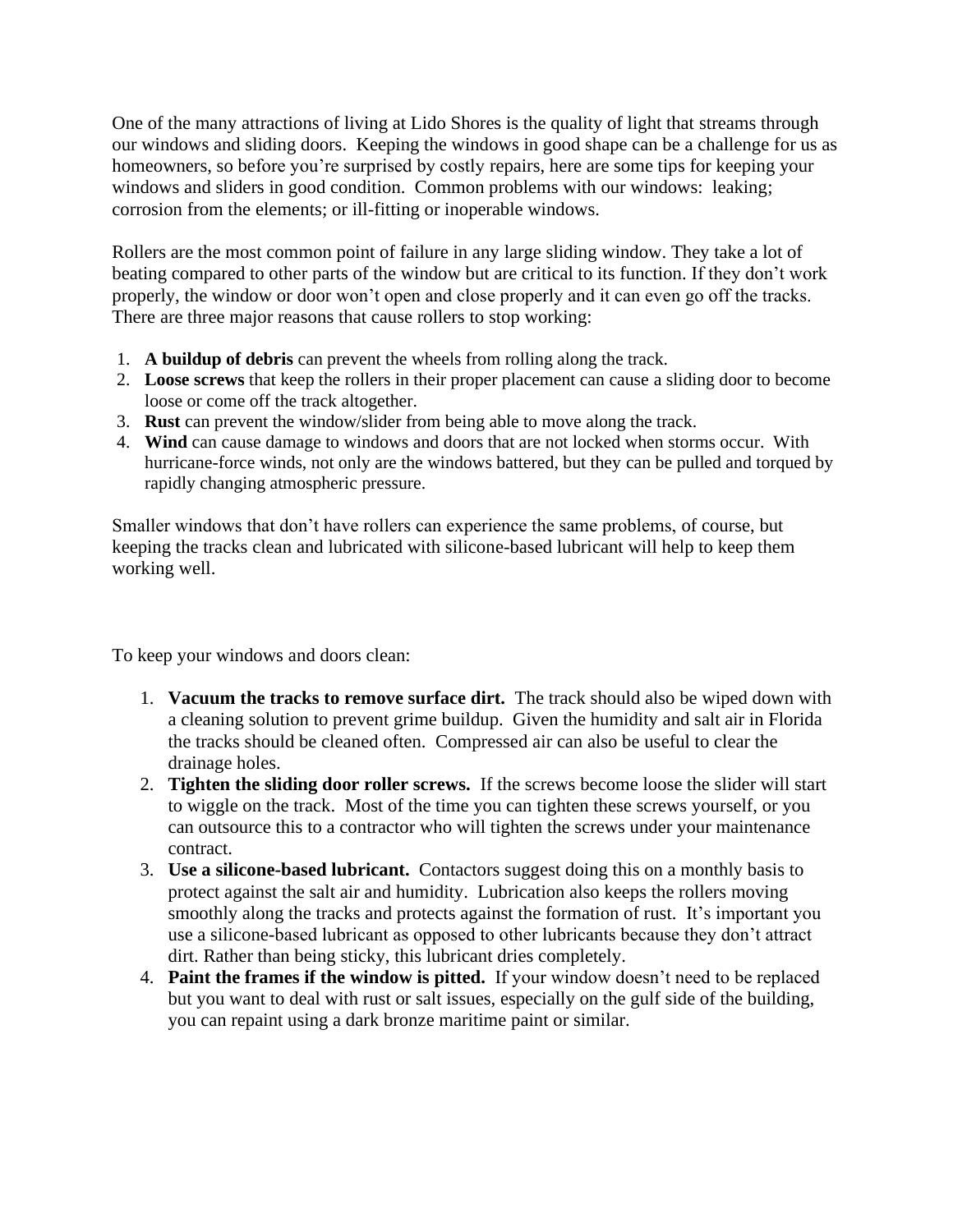One of the many attractions of living at Lido Shores is the quality of light that streams through our windows and sliding doors. Keeping the windows in good shape can be a challenge for us as homeowners, so before you're surprised by costly repairs, here are some tips for keeping your windows and sliders in good condition. Common problems with our windows: leaking; corrosion from the elements; or ill-fitting or inoperable windows.

Rollers are the most common point of failure in any large sliding window. They take a lot of beating compared to other parts of the window but are critical to its function. If they don't work properly, the window or door won't open and close properly and it can even go off the tracks. There are three major reasons that cause rollers to stop working:

1. **A buildup of debris** can prevent the wheels from rolling along the track.
2. **Loose screws** that keep the rollers in their proper placement can cause a sliding door to become loose or come off the track altogether.
3. **Rust** can prevent the window/slider from being able to move along the track.
4. **Wind** can cause damage to windows and doors that are not locked when storms occur. With hurricane-force winds, not only are the windows battered, but they can be pulled and torqued by rapidly changing atmospheric pressure.

Smaller windows that don't have rollers can experience the same problems, of course, but keeping the tracks clean and lubricated with silicone-based lubricant will help to keep them working well.

To keep your windows and doors clean:

1. **Vacuum the tracks to remove surface dirt.** The track should also be wiped down with a cleaning solution to prevent grime buildup. Given the humidity and salt air in Florida the tracks should be cleaned often. Compressed air can also be useful to clear the drainage holes.
2. **Tighten the sliding door roller screws.** If the screws become loose the slider will start to wiggle on the track. Most of the time you can tighten these screws yourself, or you can outsource this to a contractor who will tighten the screws under your maintenance contract.
3. **Use a silicone-based lubricant.** Contactors suggest doing this on a monthly basis to protect against the salt air and humidity. Lubrication also keeps the rollers moving smoothly along the tracks and protects against the formation of rust. It's important you use a silicone-based lubricant as opposed to other lubricants because they don't attract dirt. Rather than being sticky, this lubricant dries completely.
4. **Paint the frames if the window is pitted.** If your window doesn't need to be replaced but you want to deal with rust or salt issues, especially on the gulf side of the building, you can repaint using a dark bronze maritime paint or similar.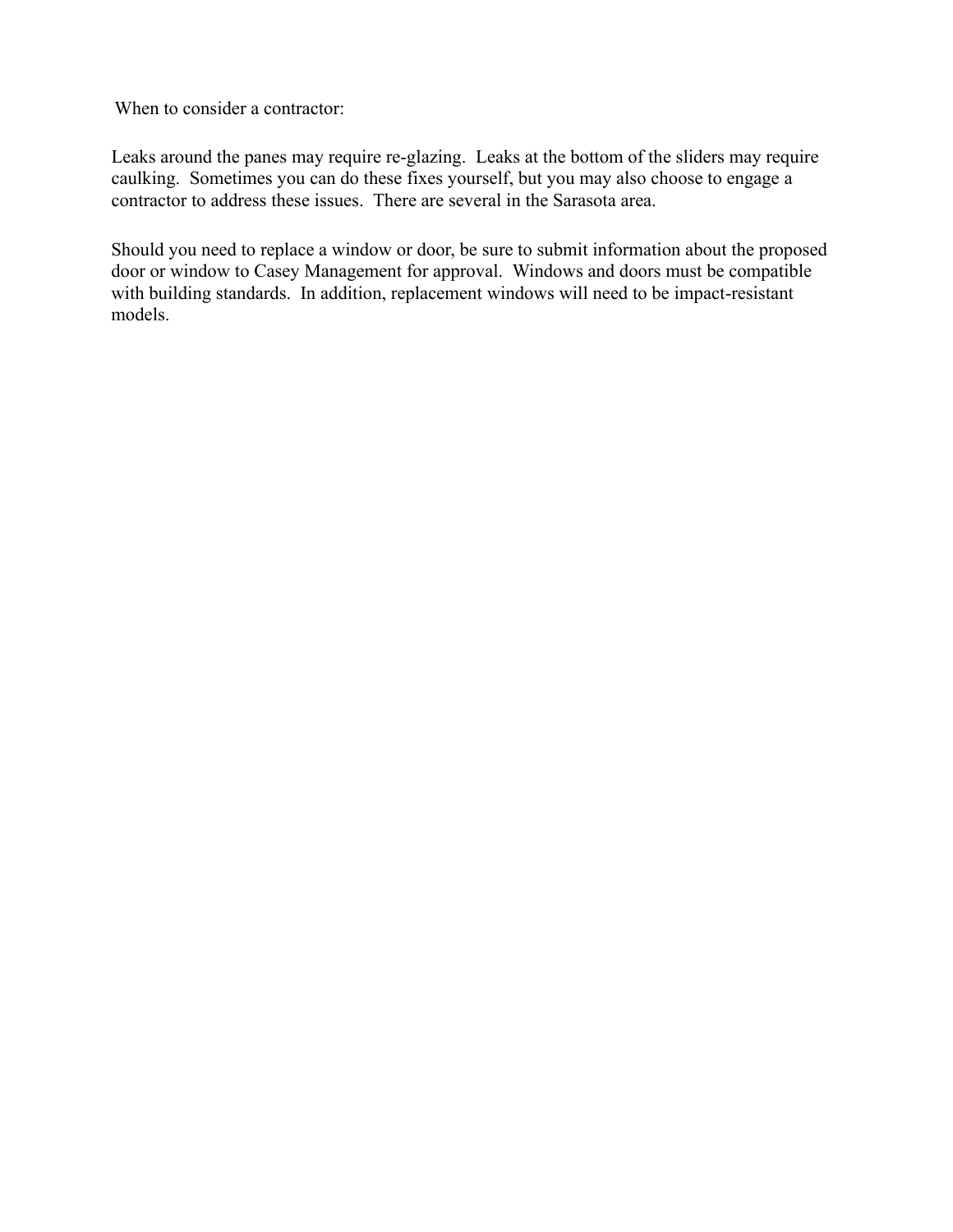When to consider a contractor:

Leaks around the panes may require re-glazing. Leaks at the bottom of the sliders may require caulking. Sometimes you can do these fixes yourself, but you may also choose to engage a contractor to address these issues. There are several in the Sarasota area.

Should you need to replace a window or door, be sure to submit information about the proposed door or window to Casey Management for approval. Windows and doors must be compatible with building standards. In addition, replacement windows will need to be impact-resistant models.